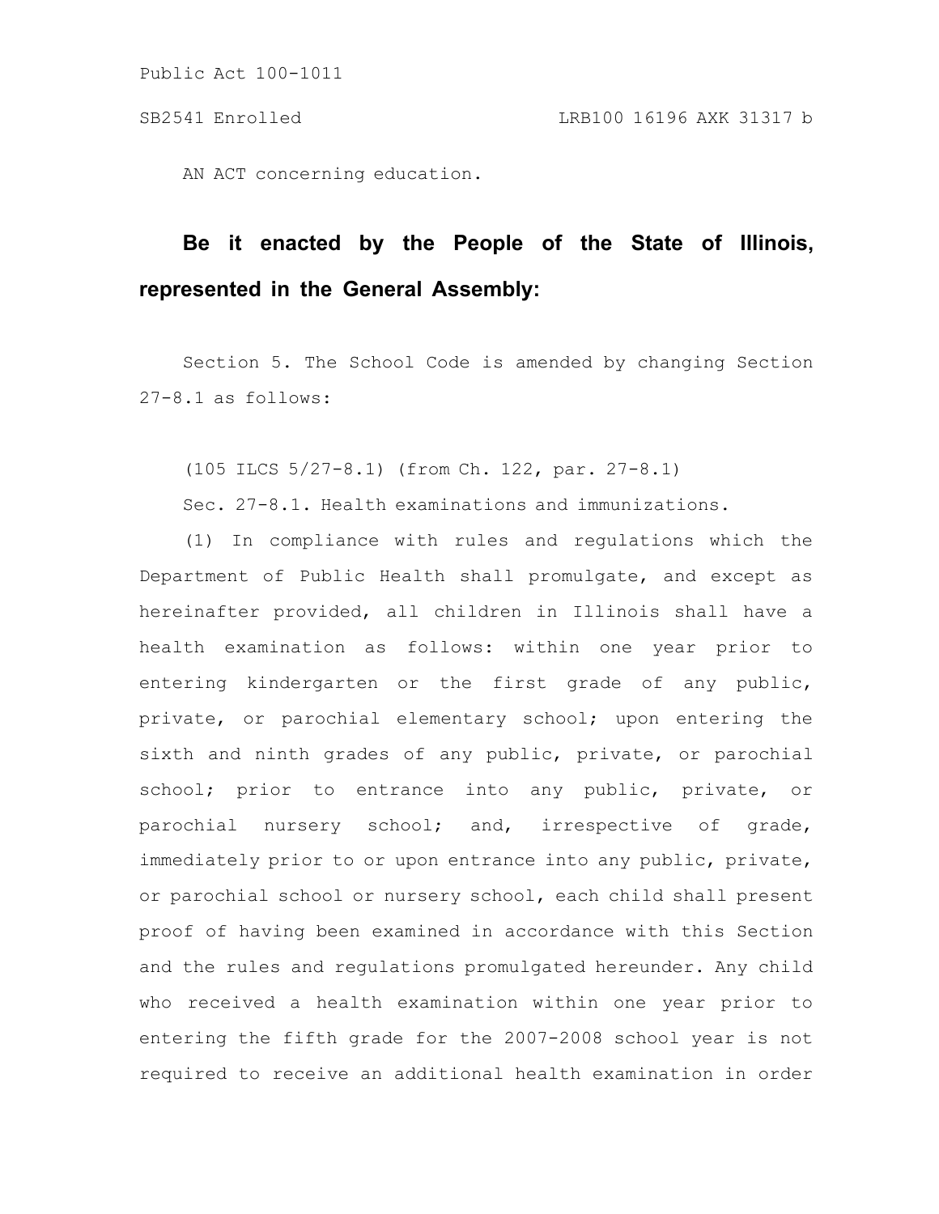Public Act 100-1011

SB2541 Enrolled LRB100 16196 AXK 31317 b

AN ACT concerning education.

**Be it enacted by the People of the State of Illinois, represented in the General Assembly:**

Section 5. The School Code is amended by changing Section 27-8.1 as follows:

(105 ILCS 5/27-8.1) (from Ch. 122, par. 27-8.1)

Sec. 27-8.1. Health examinations and immunizations.

(1) In compliance with rules and regulations which the Department of Public Health shall promulgate, and except as hereinafter provided, all children in Illinois shall have a health examination as follows: within one year prior to entering kindergarten or the first grade of any public, private, or parochial elementary school; upon entering the sixth and ninth grades of any public, private, or parochial school; prior to entrance into any public, private, or parochial nursery school; and, irrespective of grade, immediately prior to or upon entrance into any public, private, or parochial school or nursery school, each child shall present proof of having been examined in accordance with this Section and the rules and regulations promulgated hereunder. Any child who received a health examination within one year prior to entering the fifth grade for the 2007-2008 school year is not required to receive an additional health examination in order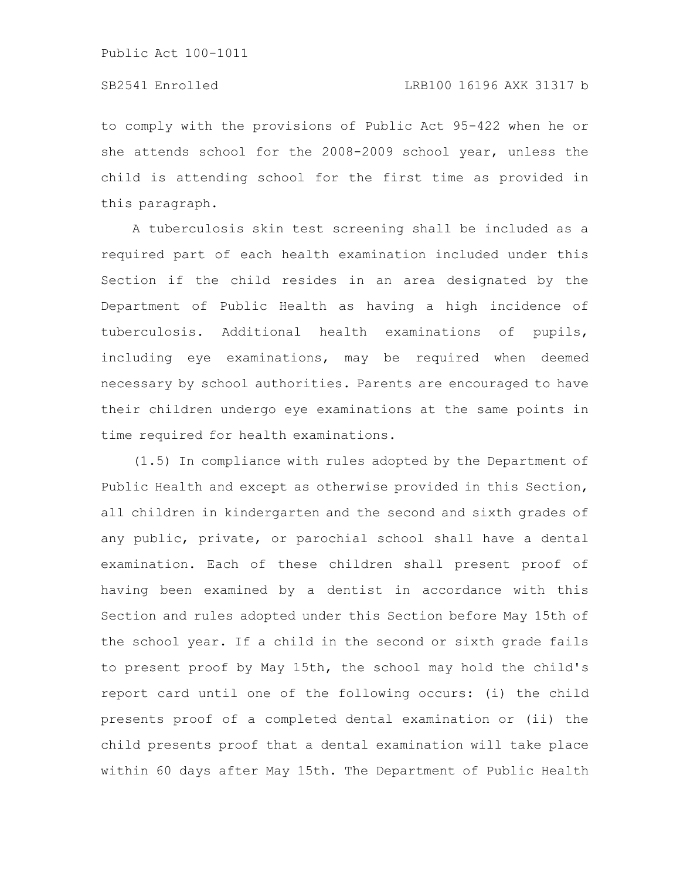to comply with the provisions of Public Act 95-422 when he or she attends school for the 2008-2009 school year, unless the child is attending school for the first time as provided in this paragraph.

A tuberculosis skin test screening shall be included as a required part of each health examination included under this Section if the child resides in an area designated by the Department of Public Health as having a high incidence of tuberculosis. Additional health examinations of pupils, including eye examinations, may be required when deemed necessary by school authorities. Parents are encouraged to have their children undergo eye examinations at the same points in time required for health examinations.

(1.5) In compliance with rules adopted by the Department of Public Health and except as otherwise provided in this Section, all children in kindergarten and the second and sixth grades of any public, private, or parochial school shall have a dental examination. Each of these children shall present proof of having been examined by a dentist in accordance with this Section and rules adopted under this Section before May 15th of the school year. If a child in the second or sixth grade fails to present proof by May 15th, the school may hold the child's report card until one of the following occurs: (i) the child presents proof of a completed dental examination or (ii) the child presents proof that a dental examination will take place within 60 days after May 15th. The Department of Public Health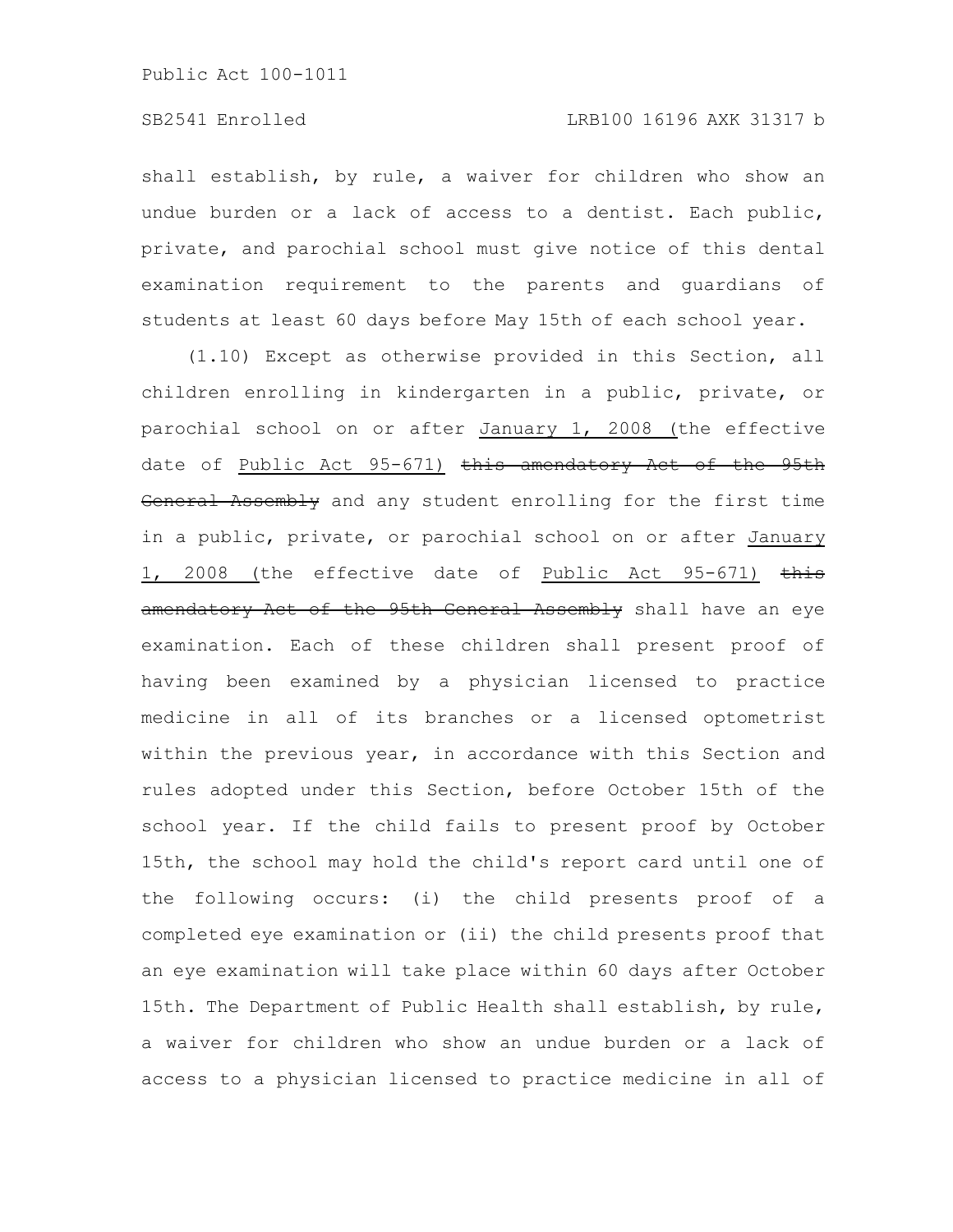shall establish, by rule, a waiver for children who show an undue burden or a lack of access to a dentist. Each public, private, and parochial school must give notice of this dental examination requirement to the parents and guardians of students at least 60 days before May 15th of each school year.

(1.10) Except as otherwise provided in this Section, all children enrolling in kindergarten in a public, private, or parochial school on or after January 1, 2008 (the effective date of Public Act 95-671) ~~this amendatory Act of the 95th General Assembly~~ and any student enrolling for the first time in a public, private, or parochial school on or after January 1, 2008 (the effective date of Public Act 95-671) ~~this amendatory Act of the 95th General Assembly~~ shall have an eye examination. Each of these children shall present proof of having been examined by a physician licensed to practice medicine in all of its branches or a licensed optometrist within the previous year, in accordance with this Section and rules adopted under this Section, before October 15th of the school year. If the child fails to present proof by October 15th, the school may hold the child's report card until one of the following occurs: (i) the child presents proof of a completed eye examination or (ii) the child presents proof that an eye examination will take place within 60 days after October 15th. The Department of Public Health shall establish, by rule, a waiver for children who show an undue burden or a lack of access to a physician licensed to practice medicine in all of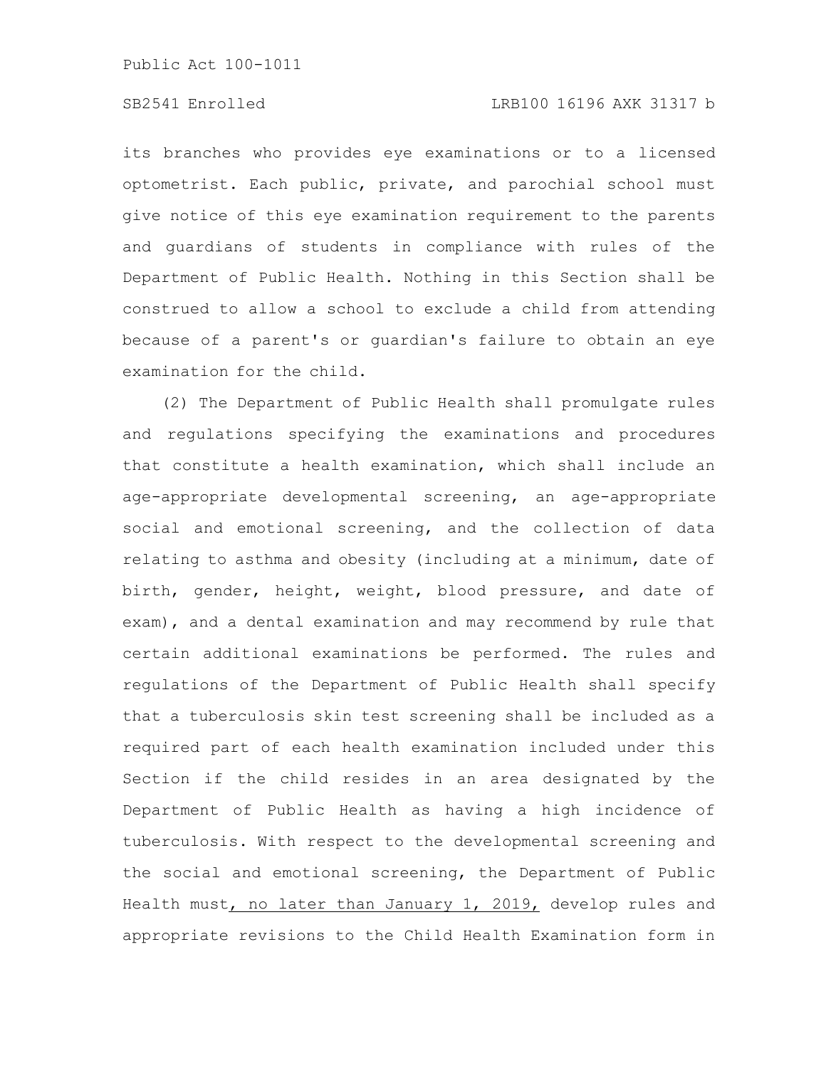its branches who provides eye examinations or to a licensed optometrist. Each public, private, and parochial school must give notice of this eye examination requirement to the parents and guardians of students in compliance with rules of the Department of Public Health. Nothing in this Section shall be construed to allow a school to exclude a child from attending because of a parent's or guardian's failure to obtain an eye examination for the child.

(2) The Department of Public Health shall promulgate rules and regulations specifying the examinations and procedures that constitute a health examination, which shall include an age-appropriate developmental screening, an age-appropriate social and emotional screening, and the collection of data relating to asthma and obesity (including at a minimum, date of birth, gender, height, weight, blood pressure, and date of exam), and a dental examination and may recommend by rule that certain additional examinations be performed. The rules and regulations of the Department of Public Health shall specify that a tuberculosis skin test screening shall be included as a required part of each health examination included under this Section if the child resides in an area designated by the Department of Public Health as having a high incidence of tuberculosis. With respect to the developmental screening and the social and emotional screening, the Department of Public Health must, no later than January 1, 2019, develop rules and appropriate revisions to the Child Health Examination form in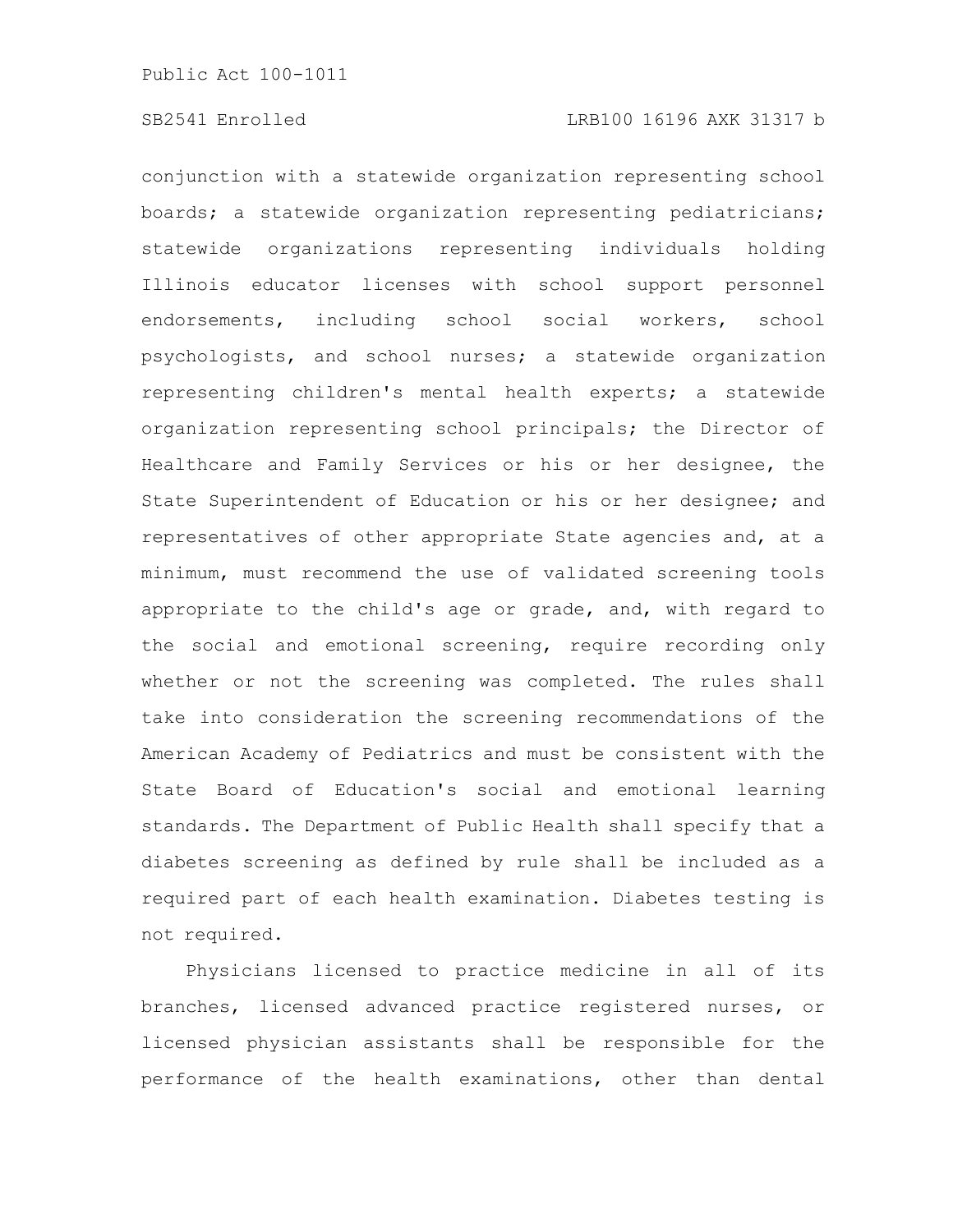conjunction with a statewide organization representing school boards; a statewide organization representing pediatricians; statewide organizations representing individuals holding Illinois educator licenses with school support personnel endorsements, including school social workers, school psychologists, and school nurses; a statewide organization representing children's mental health experts; a statewide organization representing school principals; the Director of Healthcare and Family Services or his or her designee, the State Superintendent of Education or his or her designee; and representatives of other appropriate State agencies and, at a minimum, must recommend the use of validated screening tools appropriate to the child's age or grade, and, with regard to the social and emotional screening, require recording only whether or not the screening was completed. The rules shall take into consideration the screening recommendations of the American Academy of Pediatrics and must be consistent with the State Board of Education's social and emotional learning standards. The Department of Public Health shall specify that a diabetes screening as defined by rule shall be included as a required part of each health examination. Diabetes testing is not required.

Physicians licensed to practice medicine in all of its branches, licensed advanced practice registered nurses, or licensed physician assistants shall be responsible for the performance of the health examinations, other than dental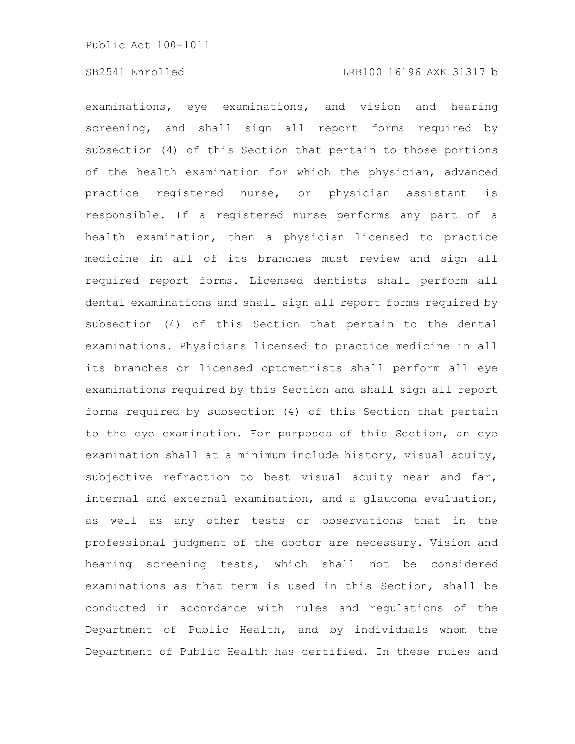examinations, eye examinations, and vision and hearing screening, and shall sign all report forms required by subsection (4) of this Section that pertain to those portions of the health examination for which the physician, advanced practice registered nurse, or physician assistant is responsible. If a registered nurse performs any part of a health examination, then a physician licensed to practice medicine in all of its branches must review and sign all required report forms. Licensed dentists shall perform all dental examinations and shall sign all report forms required by subsection (4) of this Section that pertain to the dental examinations. Physicians licensed to practice medicine in all its branches or licensed optometrists shall perform all eye examinations required by this Section and shall sign all report forms required by subsection (4) of this Section that pertain to the eye examination. For purposes of this Section, an eye examination shall at a minimum include history, visual acuity, subjective refraction to best visual acuity near and far, internal and external examination, and a glaucoma evaluation, as well as any other tests or observations that in the professional judgment of the doctor are necessary. Vision and hearing screening tests, which shall not be considered examinations as that term is used in this Section, shall be conducted in accordance with rules and regulations of the Department of Public Health, and by individuals whom the Department of Public Health has certified. In these rules and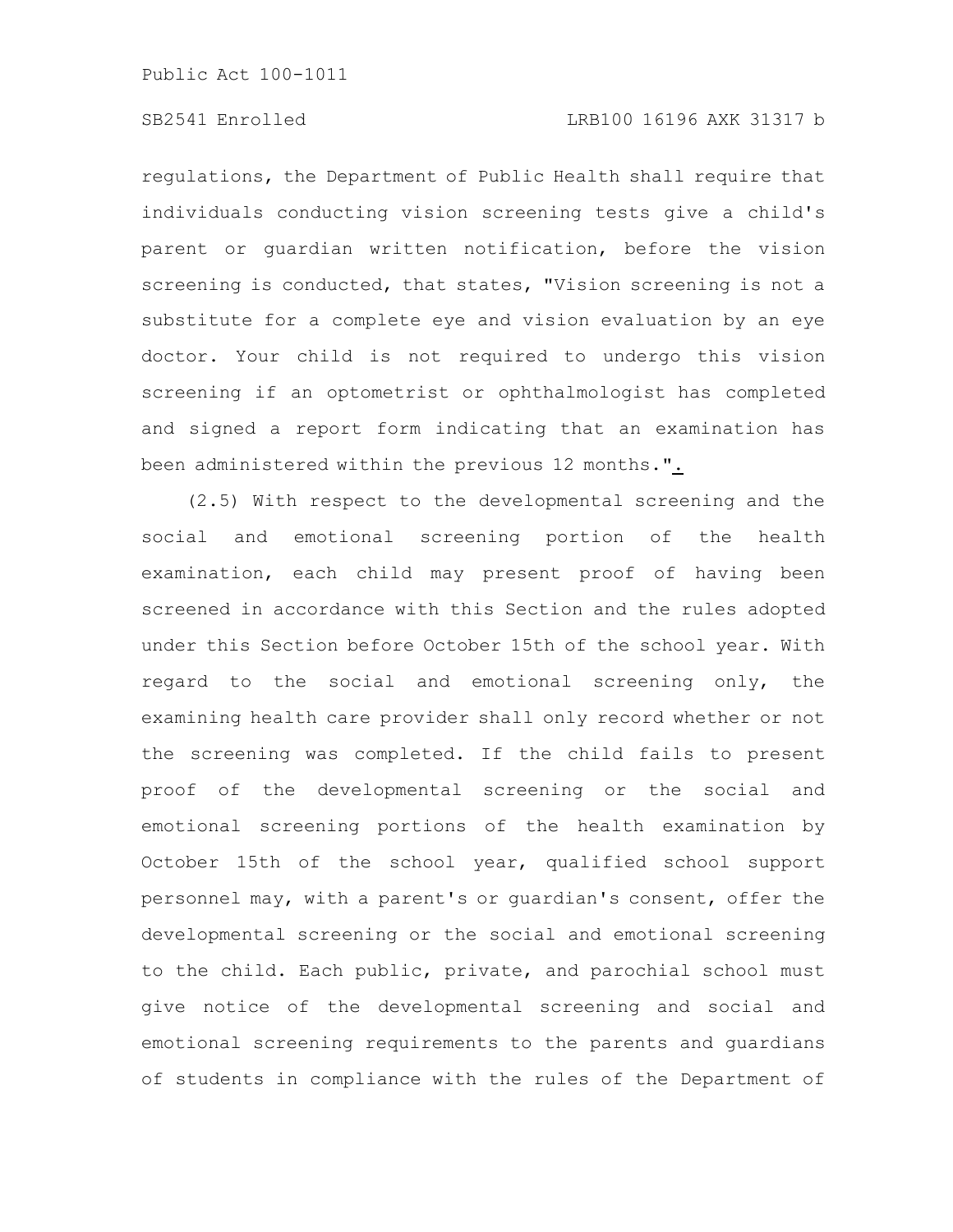regulations, the Department of Public Health shall require that individuals conducting vision screening tests give a child's parent or guardian written notification, before the vision screening is conducted, that states, "Vision screening is not a substitute for a complete eye and vision evaluation by an eye doctor. Your child is not required to undergo this vision screening if an optometrist or ophthalmologist has completed and signed a report form indicating that an examination has been administered within the previous 12 months.".

(2.5) With respect to the developmental screening and the social and emotional screening portion of the health examination, each child may present proof of having been screened in accordance with this Section and the rules adopted under this Section before October 15th of the school year. With regard to the social and emotional screening only, the examining health care provider shall only record whether or not the screening was completed. If the child fails to present proof of the developmental screening or the social and emotional screening portions of the health examination by October 15th of the school year, qualified school support personnel may, with a parent's or guardian's consent, offer the developmental screening or the social and emotional screening to the child. Each public, private, and parochial school must give notice of the developmental screening and social and emotional screening requirements to the parents and guardians of students in compliance with the rules of the Department of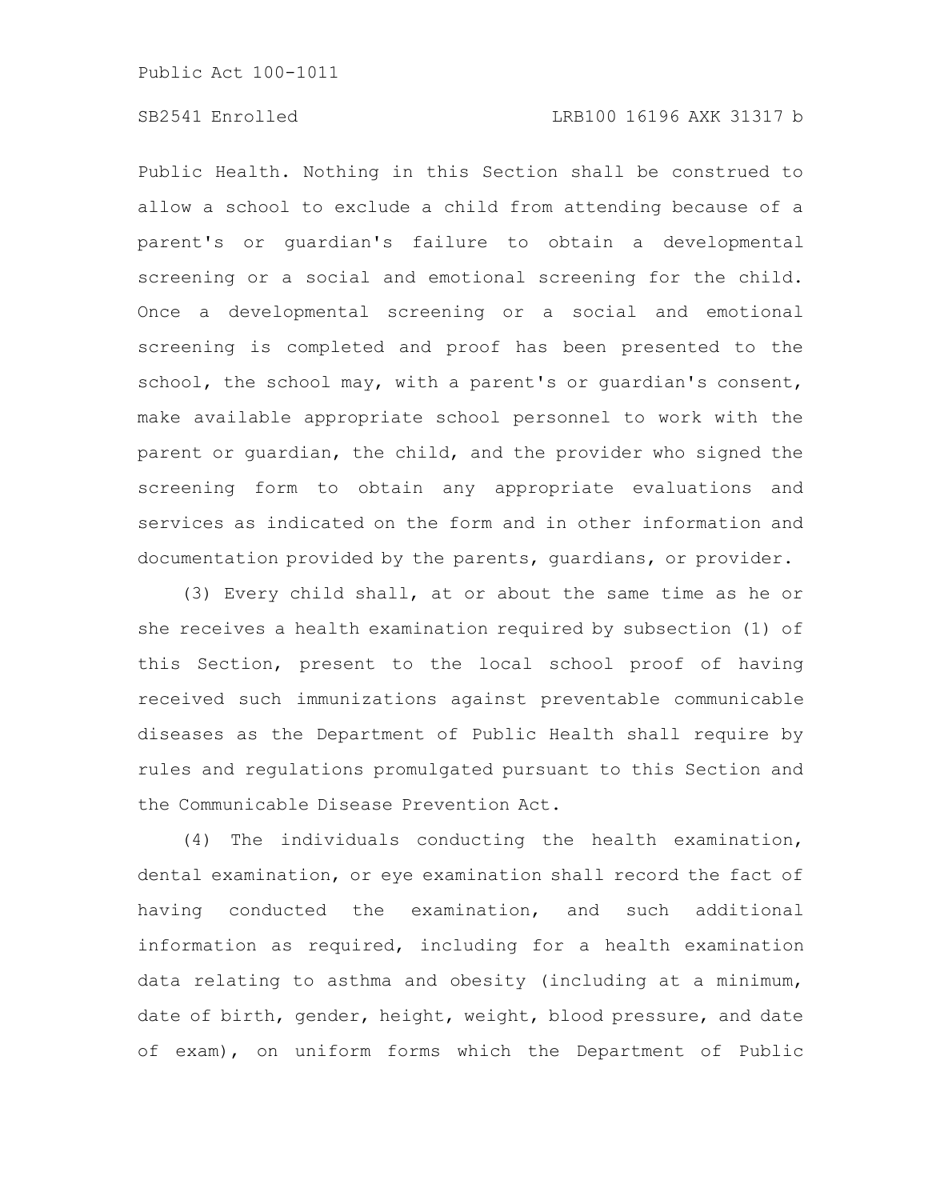Public Health. Nothing in this Section shall be construed to allow a school to exclude a child from attending because of a parent's or guardian's failure to obtain a developmental screening or a social and emotional screening for the child. Once a developmental screening or a social and emotional screening is completed and proof has been presented to the school, the school may, with a parent's or guardian's consent, make available appropriate school personnel to work with the parent or guardian, the child, and the provider who signed the screening form to obtain any appropriate evaluations and services as indicated on the form and in other information and documentation provided by the parents, guardians, or provider.

(3) Every child shall, at or about the same time as he or she receives a health examination required by subsection (1) of this Section, present to the local school proof of having received such immunizations against preventable communicable diseases as the Department of Public Health shall require by rules and regulations promulgated pursuant to this Section and the Communicable Disease Prevention Act.

(4) The individuals conducting the health examination, dental examination, or eye examination shall record the fact of having conducted the examination, and such additional information as required, including for a health examination data relating to asthma and obesity (including at a minimum, date of birth, gender, height, weight, blood pressure, and date of exam), on uniform forms which the Department of Public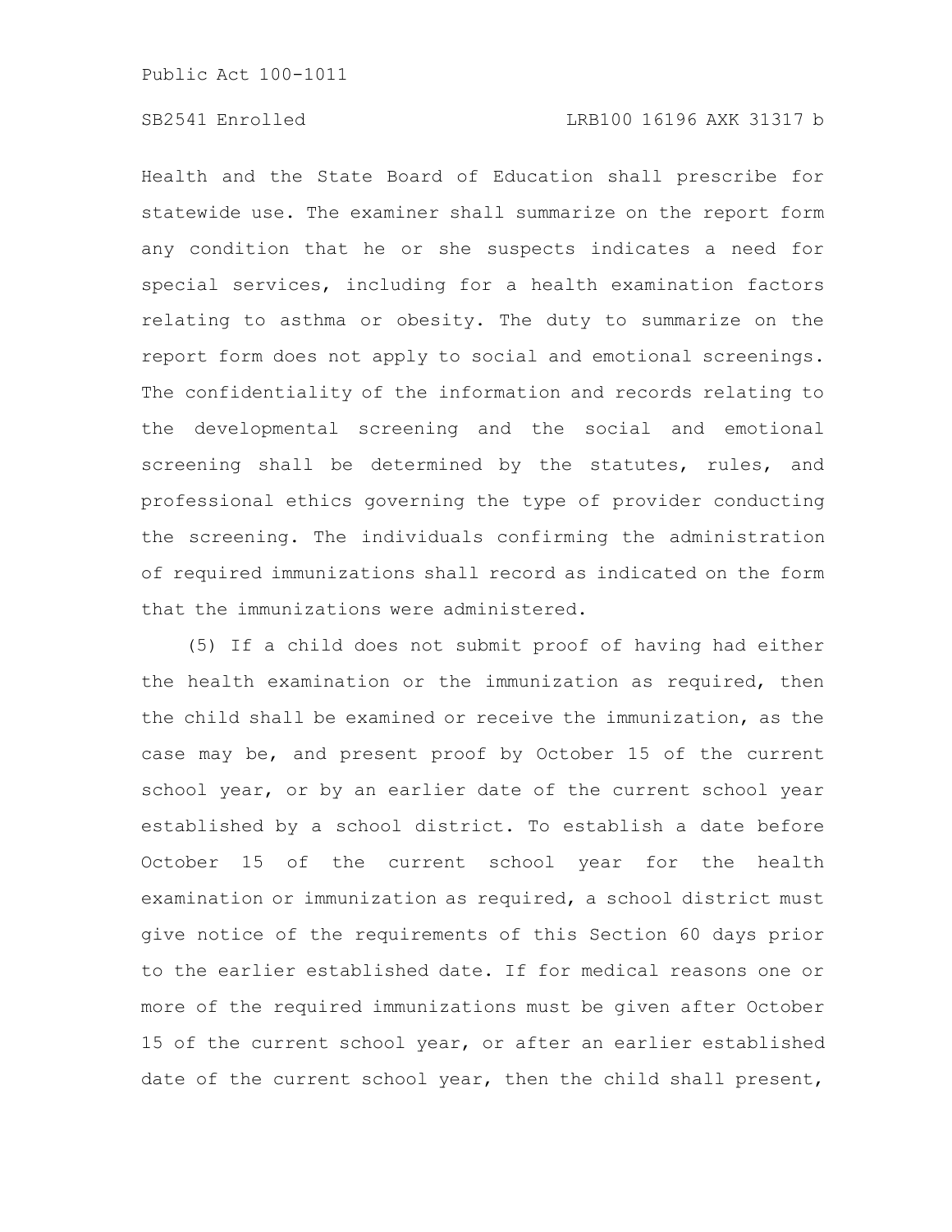Health and the State Board of Education shall prescribe for statewide use. The examiner shall summarize on the report form any condition that he or she suspects indicates a need for special services, including for a health examination factors relating to asthma or obesity. The duty to summarize on the report form does not apply to social and emotional screenings. The confidentiality of the information and records relating to the developmental screening and the social and emotional screening shall be determined by the statutes, rules, and professional ethics governing the type of provider conducting the screening. The individuals confirming the administration of required immunizations shall record as indicated on the form that the immunizations were administered.

(5) If a child does not submit proof of having had either the health examination or the immunization as required, then the child shall be examined or receive the immunization, as the case may be, and present proof by October 15 of the current school year, or by an earlier date of the current school year established by a school district. To establish a date before October 15 of the current school year for the health examination or immunization as required, a school district must give notice of the requirements of this Section 60 days prior to the earlier established date. If for medical reasons one or more of the required immunizations must be given after October 15 of the current school year, or after an earlier established date of the current school year, then the child shall present,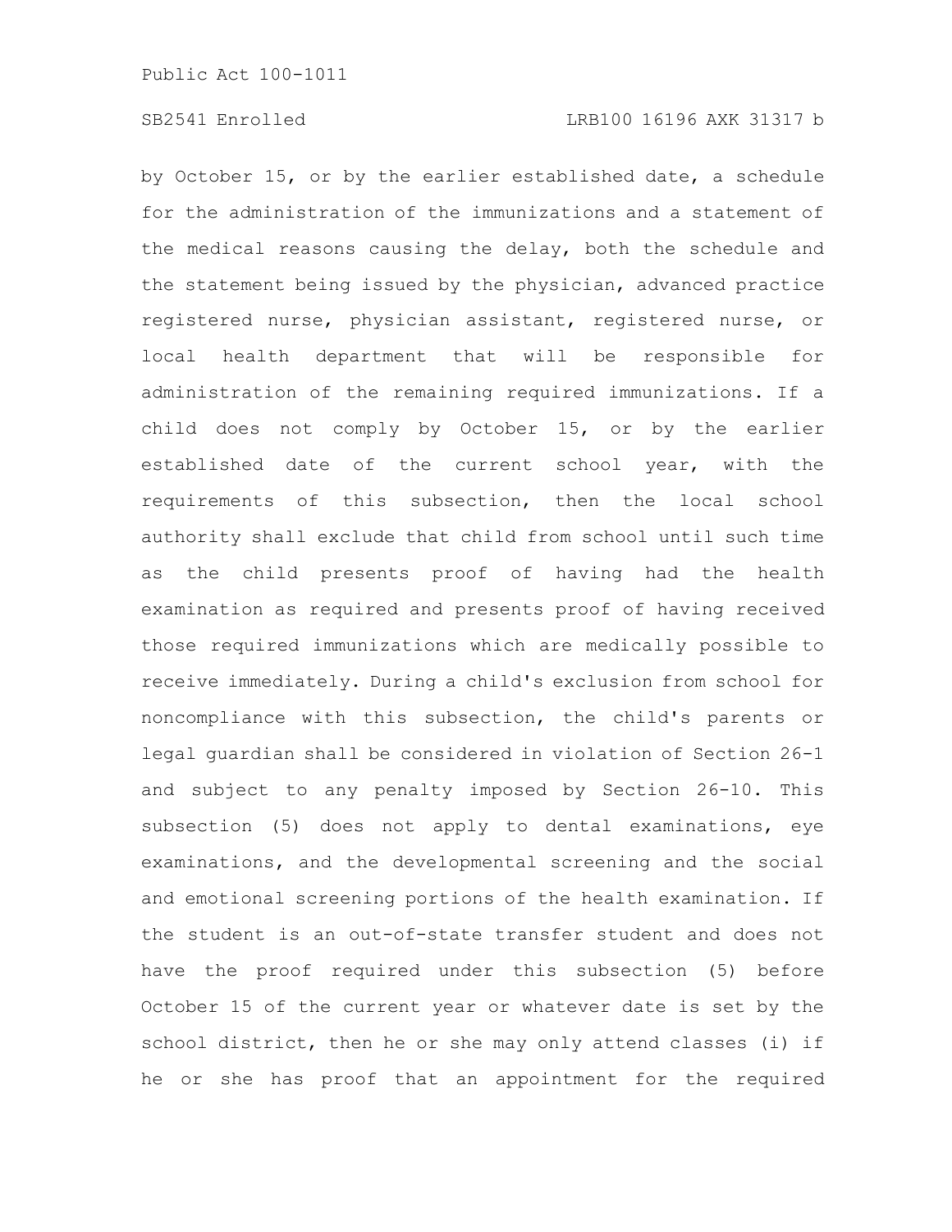by October 15, or by the earlier established date, a schedule for the administration of the immunizations and a statement of the medical reasons causing the delay, both the schedule and the statement being issued by the physician, advanced practice registered nurse, physician assistant, registered nurse, or local health department that will be responsible for administration of the remaining required immunizations. If a child does not comply by October 15, or by the earlier established date of the current school year, with the requirements of this subsection, then the local school authority shall exclude that child from school until such time as the child presents proof of having had the health examination as required and presents proof of having received those required immunizations which are medically possible to receive immediately. During a child's exclusion from school for noncompliance with this subsection, the child's parents or legal guardian shall be considered in violation of Section 26-1 and subject to any penalty imposed by Section 26-10. This subsection (5) does not apply to dental examinations, eye examinations, and the developmental screening and the social and emotional screening portions of the health examination. If the student is an out-of-state transfer student and does not have the proof required under this subsection (5) before October 15 of the current year or whatever date is set by the school district, then he or she may only attend classes (i) if he or she has proof that an appointment for the required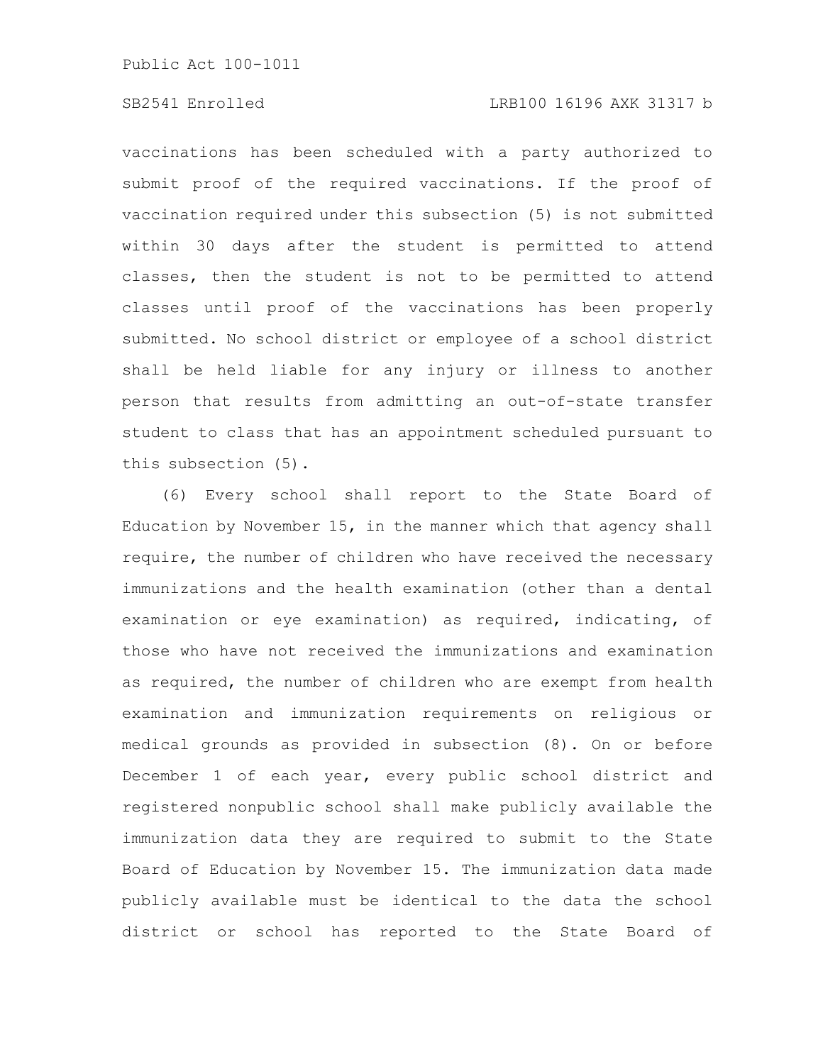vaccinations has been scheduled with a party authorized to submit proof of the required vaccinations. If the proof of vaccination required under this subsection (5) is not submitted within 30 days after the student is permitted to attend classes, then the student is not to be permitted to attend classes until proof of the vaccinations has been properly submitted. No school district or employee of a school district shall be held liable for any injury or illness to another person that results from admitting an out-of-state transfer student to class that has an appointment scheduled pursuant to this subsection (5).

(6) Every school shall report to the State Board of Education by November 15, in the manner which that agency shall require, the number of children who have received the necessary immunizations and the health examination (other than a dental examination or eye examination) as required, indicating, of those who have not received the immunizations and examination as required, the number of children who are exempt from health examination and immunization requirements on religious or medical grounds as provided in subsection (8). On or before December 1 of each year, every public school district and registered nonpublic school shall make publicly available the immunization data they are required to submit to the State Board of Education by November 15. The immunization data made publicly available must be identical to the data the school district or school has reported to the State Board of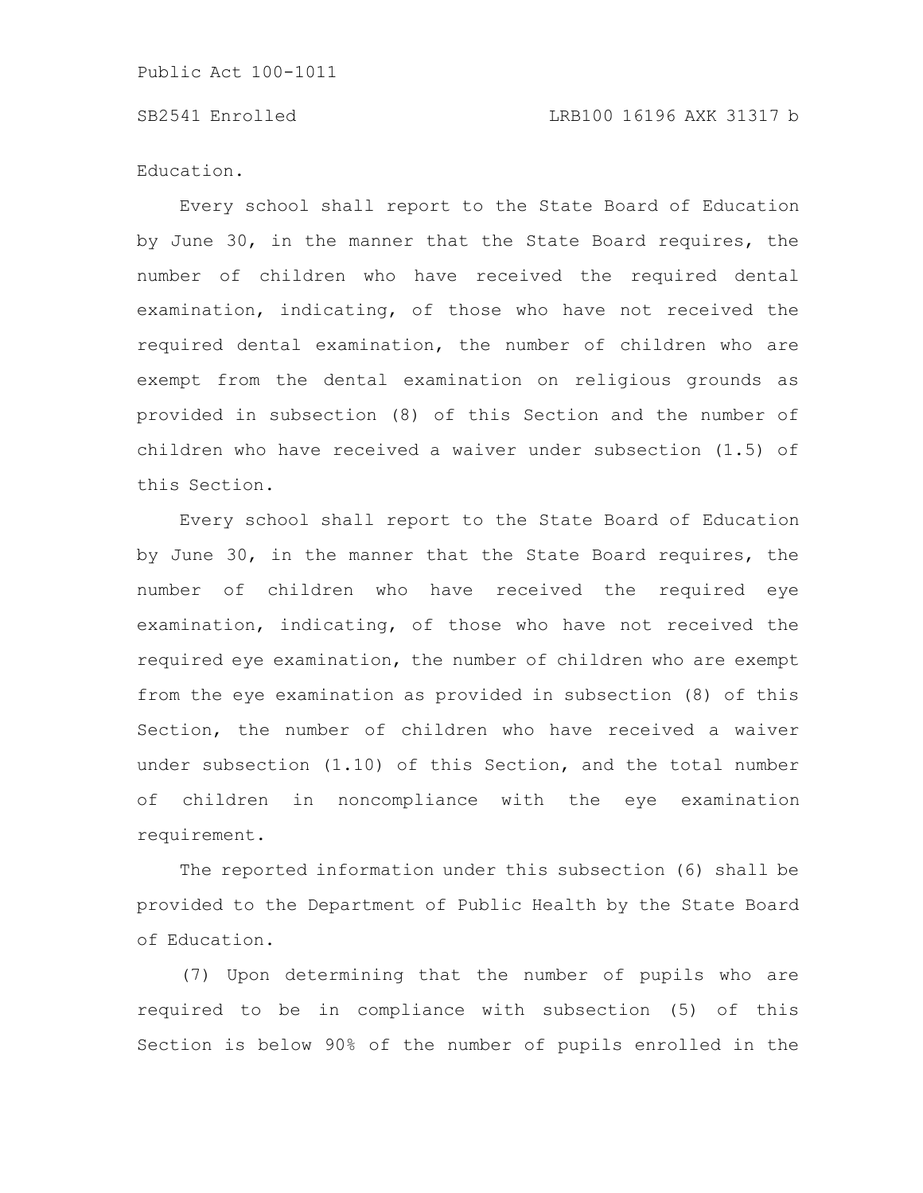Education.

Every school shall report to the State Board of Education by June 30, in the manner that the State Board requires, the number of children who have received the required dental examination, indicating, of those who have not received the required dental examination, the number of children who are exempt from the dental examination on religious grounds as provided in subsection (8) of this Section and the number of children who have received a waiver under subsection (1.5) of this Section.

Every school shall report to the State Board of Education by June 30, in the manner that the State Board requires, the number of children who have received the required eye examination, indicating, of those who have not received the required eye examination, the number of children who are exempt from the eye examination as provided in subsection (8) of this Section, the number of children who have received a waiver under subsection (1.10) of this Section, and the total number of children in noncompliance with the eye examination requirement.

The reported information under this subsection (6) shall be provided to the Department of Public Health by the State Board of Education.

(7) Upon determining that the number of pupils who are required to be in compliance with subsection (5) of this Section is below 90% of the number of pupils enrolled in the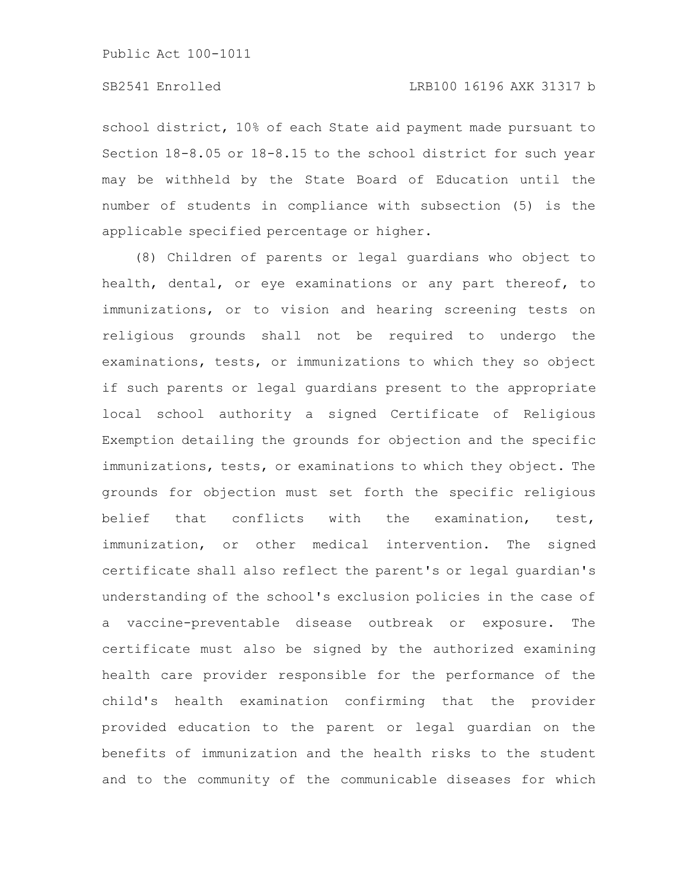school district, 10% of each State aid payment made pursuant to Section 18-8.05 or 18-8.15 to the school district for such year may be withheld by the State Board of Education until the number of students in compliance with subsection (5) is the applicable specified percentage or higher.

(8) Children of parents or legal guardians who object to health, dental, or eye examinations or any part thereof, to immunizations, or to vision and hearing screening tests on religious grounds shall not be required to undergo the examinations, tests, or immunizations to which they so object if such parents or legal guardians present to the appropriate local school authority a signed Certificate of Religious Exemption detailing the grounds for objection and the specific immunizations, tests, or examinations to which they object. The grounds for objection must set forth the specific religious belief that conflicts with the examination, test, immunization, or other medical intervention. The signed certificate shall also reflect the parent's or legal guardian's understanding of the school's exclusion policies in the case of a vaccine-preventable disease outbreak or exposure. The certificate must also be signed by the authorized examining health care provider responsible for the performance of the child's health examination confirming that the provider provided education to the parent or legal guardian on the benefits of immunization and the health risks to the student and to the community of the communicable diseases for which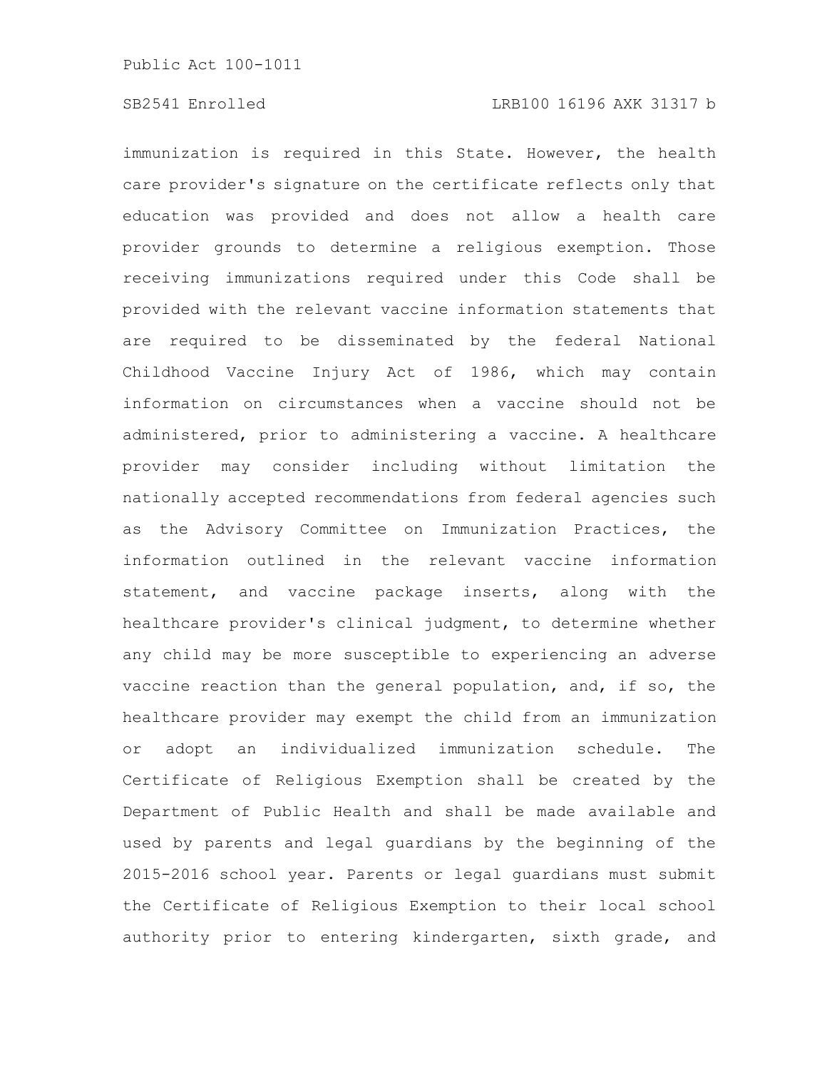immunization is required in this State. However, the health care provider's signature on the certificate reflects only that education was provided and does not allow a health care provider grounds to determine a religious exemption. Those receiving immunizations required under this Code shall be provided with the relevant vaccine information statements that are required to be disseminated by the federal National Childhood Vaccine Injury Act of 1986, which may contain information on circumstances when a vaccine should not be administered, prior to administering a vaccine. A healthcare provider may consider including without limitation the nationally accepted recommendations from federal agencies such as the Advisory Committee on Immunization Practices, the information outlined in the relevant vaccine information statement, and vaccine package inserts, along with the healthcare provider's clinical judgment, to determine whether any child may be more susceptible to experiencing an adverse vaccine reaction than the general population, and, if so, the healthcare provider may exempt the child from an immunization or adopt an individualized immunization schedule. The Certificate of Religious Exemption shall be created by the Department of Public Health and shall be made available and used by parents and legal guardians by the beginning of the 2015-2016 school year. Parents or legal guardians must submit the Certificate of Religious Exemption to their local school authority prior to entering kindergarten, sixth grade, and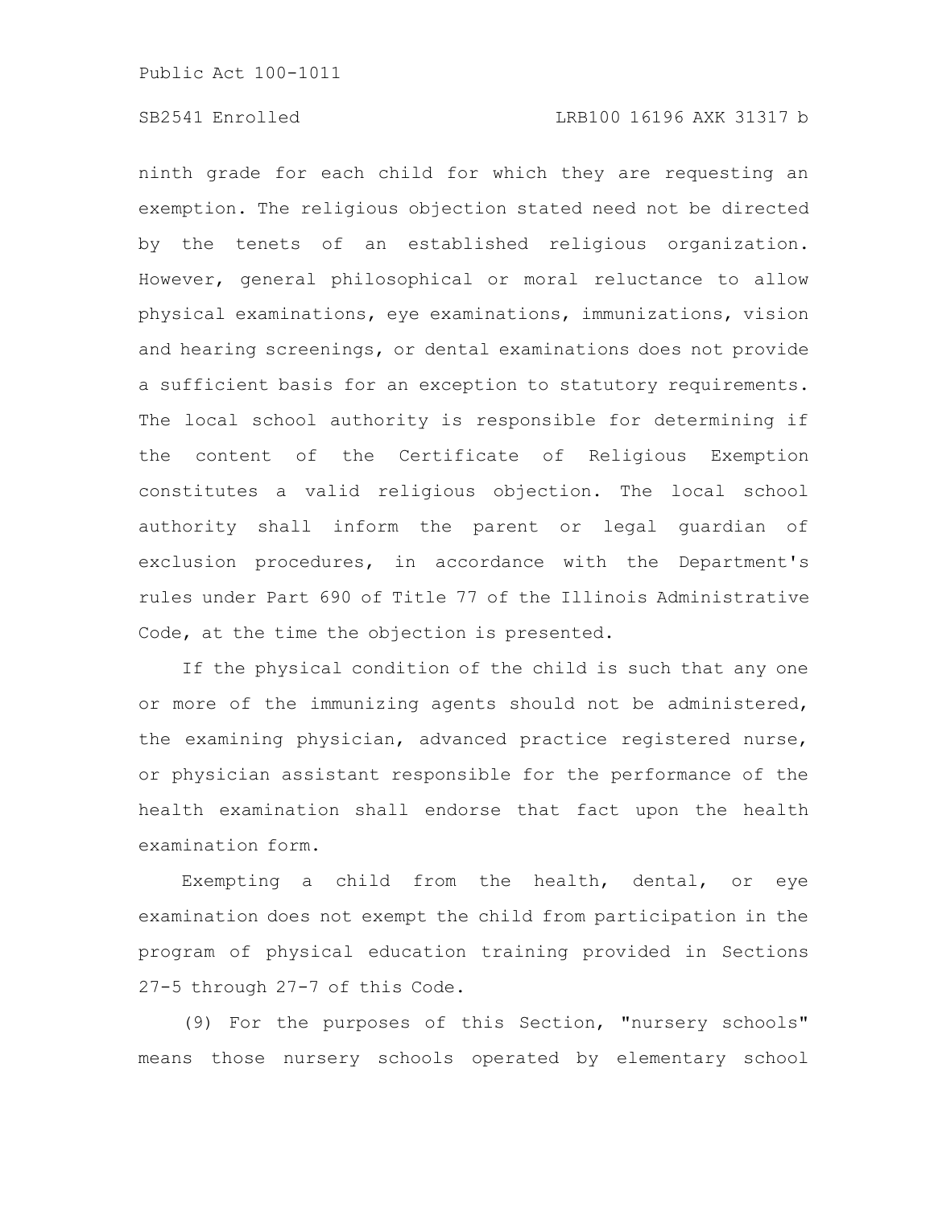ninth grade for each child for which they are requesting an exemption. The religious objection stated need not be directed by the tenets of an established religious organization. However, general philosophical or moral reluctance to allow physical examinations, eye examinations, immunizations, vision and hearing screenings, or dental examinations does not provide a sufficient basis for an exception to statutory requirements. The local school authority is responsible for determining if the content of the Certificate of Religious Exemption constitutes a valid religious objection. The local school authority shall inform the parent or legal guardian of exclusion procedures, in accordance with the Department's rules under Part 690 of Title 77 of the Illinois Administrative Code, at the time the objection is presented.

If the physical condition of the child is such that any one or more of the immunizing agents should not be administered, the examining physician, advanced practice registered nurse, or physician assistant responsible for the performance of the health examination shall endorse that fact upon the health examination form.

Exempting a child from the health, dental, or eye examination does not exempt the child from participation in the program of physical education training provided in Sections 27-5 through 27-7 of this Code.

(9) For the purposes of this Section, "nursery schools" means those nursery schools operated by elementary school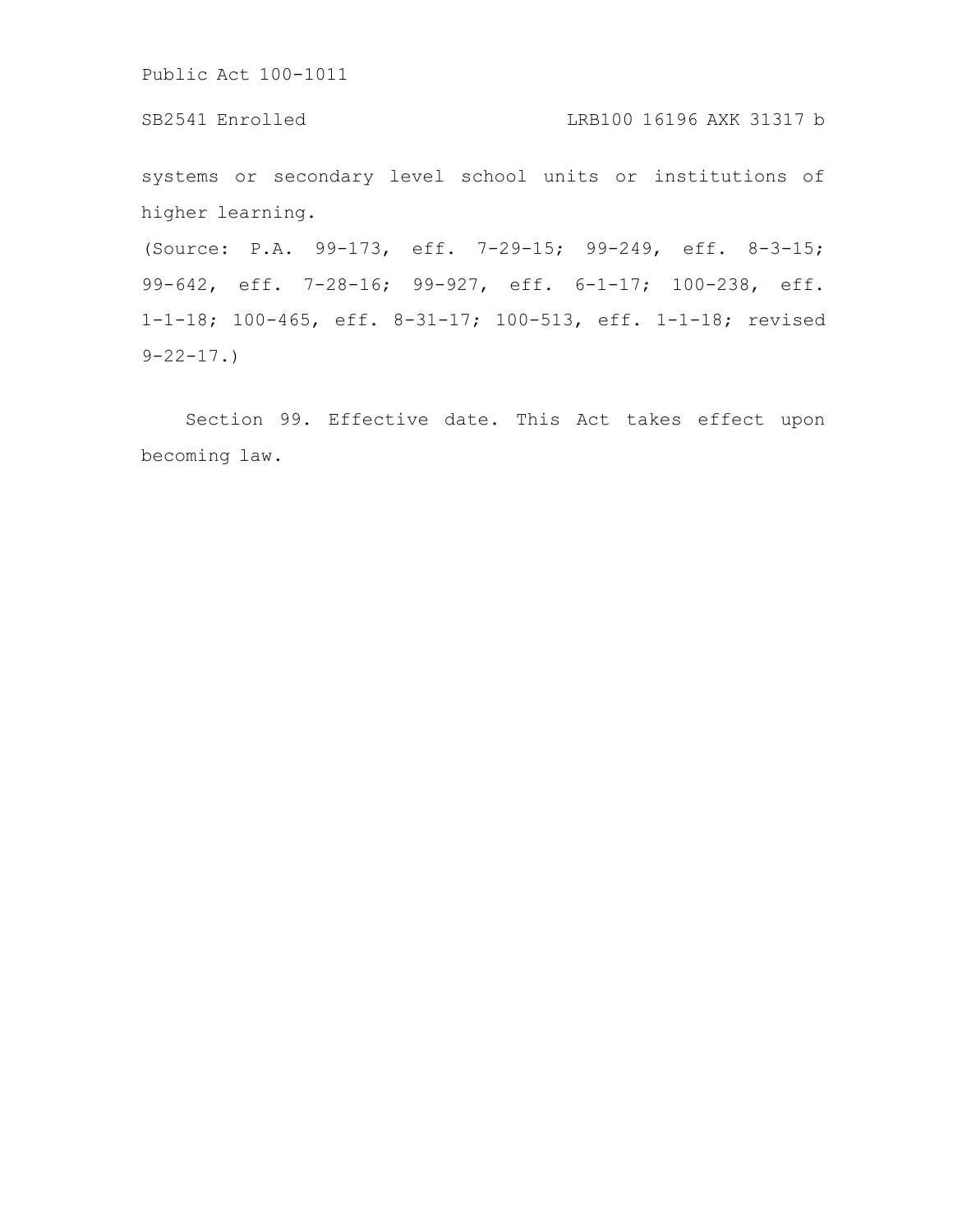systems or secondary level school units or institutions of higher learning.

(Source: P.A. 99-173, eff. 7-29-15; 99-249, eff. 8-3-15; 99-642, eff. 7-28-16; 99-927, eff. 6-1-17; 100-238, eff. 1-1-18; 100-465, eff. 8-31-17; 100-513, eff. 1-1-18; revised 9-22-17.)

Section 99. Effective date. This Act takes effect upon becoming law.